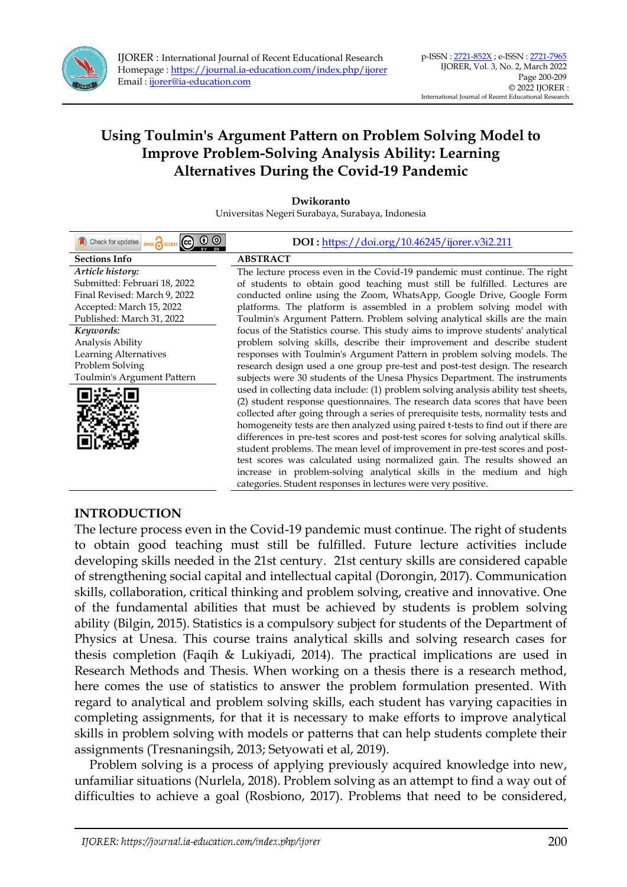# Using Toulmin's Argument Pattern on Problem Solving Model to Improve Problem-Solving Analysis Ability: Learning Alternatives During the Covid-19 Pandemic

**Dwikoranto**

Universitas Negeri Surabaya, Surabaya, Indonesia

**DOI :** https://doi.org/10.46245/ijorer.v3i2.211

**Sections Info**

***Article history:***
Submitted: Februari 18, 2022
Final Revised: March 9, 2022
Accepted: March 15, 2022
Published: March 31, 2022

***Keywords:***
Analysis Ability
Learning Alternatives
Problem Solving
Toulmin's Argument Pattern

**ABSTRACT**

The lecture process even in the Covid-19 pandemic must continue. The right of students to obtain good teaching must still be fulfilled. Lectures are conducted online using the Zoom, WhatsApp, Google Drive, Google Form platforms. The platform is assembled in a problem solving model with Toulmin's Argument Pattern. Problem solving analytical skills are the main focus of the Statistics course. This study aims to improve students' analytical problem solving skills, describe their improvement and describe student responses with Toulmin's Argument Pattern in problem solving models. The research design used a one group pre-test and post-test design. The research subjects were 30 students of the Unesa Physics Department. The instruments used in collecting data include: (1) problem solving analysis ability test sheets, (2) student response questionnaires. The research data scores that have been collected after going through a series of prerequisite tests, normality tests and homogeneity tests are then analyzed using paired t-tests to find out if there are differences in pre-test scores and post-test scores for solving analytical skills. student problems. The mean level of improvement in pre-test scores and post-test scores was calculated using normalized gain. The results showed an increase in problem-solving analytical skills in the medium and high categories. Student responses in lectures were very positive.

## INTRODUCTION

The lecture process even in the Covid-19 pandemic must continue. The right of students to obtain good teaching must still be fulfilled. Future lecture activities include developing skills needed in the 21st century. 21st century skills are considered capable of strengthening social capital and intellectual capital (Dorongin, 2017). Communication skills, collaboration, critical thinking and problem solving, creative and innovative. One of the fundamental abilities that must be achieved by students is problem solving ability (Bilgin, 2015). Statistics is a compulsory subject for students of the Department of Physics at Unesa. This course trains analytical skills and solving research cases for thesis completion (Faqih & Lukiyadi, 2014). The practical implications are used in Research Methods and Thesis. When working on a thesis there is a research method, here comes the use of statistics to answer the problem formulation presented. With regard to analytical and problem solving skills, each student has varying capacities in completing assignments, for that it is necessary to make efforts to improve analytical skills in problem solving with models or patterns that can help students complete their assignments (Tresnaningsih, 2013; Setyowati et al, 2019).

Problem solving is a process of applying previously acquired knowledge into new, unfamiliar situations (Nurlela, 2018). Problem solving as an attempt to find a way out of difficulties to achieve a goal (Rosbiono, 2017). Problems that need to be considered,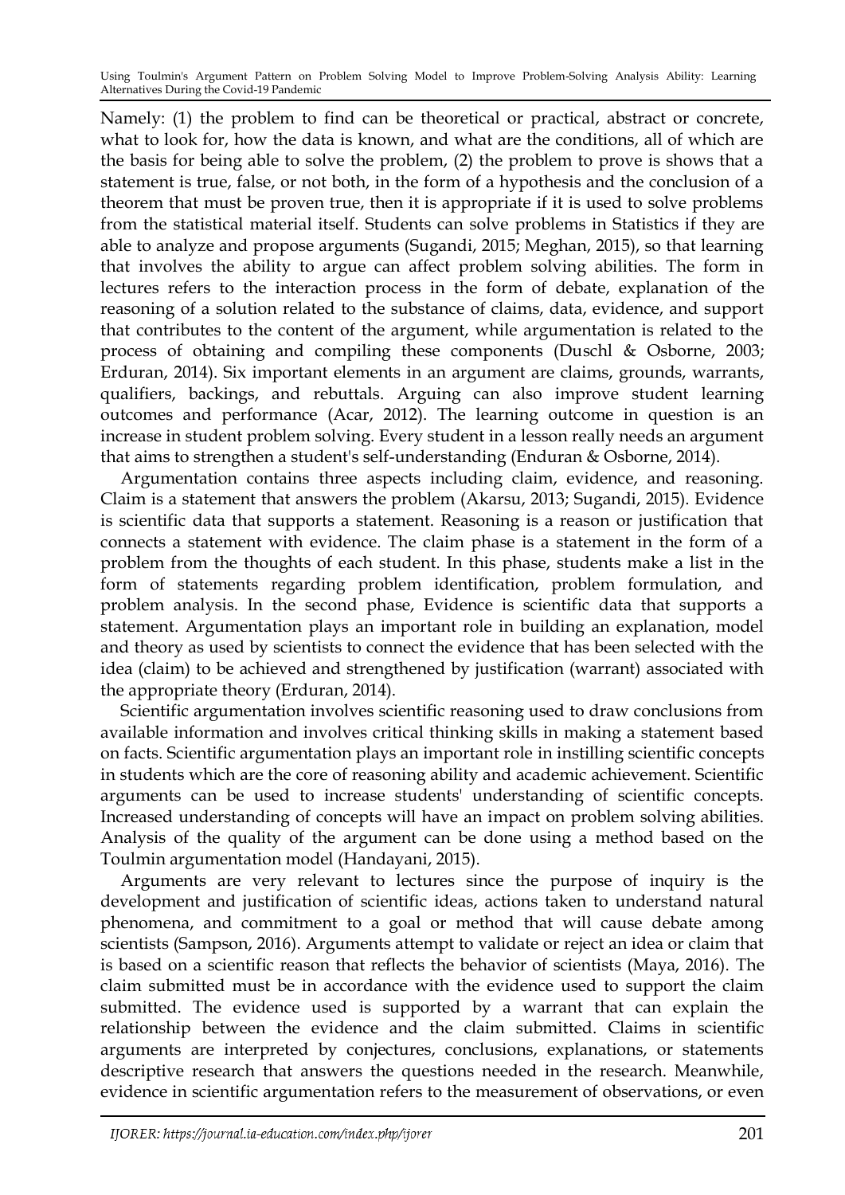Namely: (1) the problem to find can be theoretical or practical, abstract or concrete, what to look for, how the data is known, and what are the conditions, all of which are the basis for being able to solve the problem, (2) the problem to prove is shows that a statement is true, false, or not both, in the form of a hypothesis and the conclusion of a theorem that must be proven true, then it is appropriate if it is used to solve problems from the statistical material itself. Students can solve problems in Statistics if they are able to analyze and propose arguments (Sugandi, 2015; Meghan, 2015), so that learning that involves the ability to argue can affect problem solving abilities. The form in lectures refers to the interaction process in the form of debate, explanation of the reasoning of a solution related to the substance of claims, data, evidence, and support that contributes to the content of the argument, while argumentation is related to the process of obtaining and compiling these components (Duschl & Osborne, 2003; Erduran, 2014). Six important elements in an argument are claims, grounds, warrants, qualifiers, backings, and rebuttals. Arguing can also improve student learning outcomes and performance (Acar, 2012). The learning outcome in question is an increase in student problem solving. Every student in a lesson really needs an argument that aims to strengthen a student's self-understanding (Enduran & Osborne, 2014).

Argumentation contains three aspects including claim, evidence, and reasoning. Claim is a statement that answers the problem (Akarsu, 2013; Sugandi, 2015). Evidence is scientific data that supports a statement. Reasoning is a reason or justification that connects a statement with evidence. The claim phase is a statement in the form of a problem from the thoughts of each student. In this phase, students make a list in the form of statements regarding problem identification, problem formulation, and problem analysis. In the second phase, Evidence is scientific data that supports a statement. Argumentation plays an important role in building an explanation, model and theory as used by scientists to connect the evidence that has been selected with the idea (claim) to be achieved and strengthened by justification (warrant) associated with the appropriate theory (Erduran, 2014).

Scientific argumentation involves scientific reasoning used to draw conclusions from available information and involves critical thinking skills in making a statement based on facts. Scientific argumentation plays an important role in instilling scientific concepts in students which are the core of reasoning ability and academic achievement. Scientific arguments can be used to increase students' understanding of scientific concepts. Increased understanding of concepts will have an impact on problem solving abilities. Analysis of the quality of the argument can be done using a method based on the Toulmin argumentation model (Handayani, 2015).

Arguments are very relevant to lectures since the purpose of inquiry is the development and justification of scientific ideas, actions taken to understand natural phenomena, and commitment to a goal or method that will cause debate among scientists (Sampson, 2016). Arguments attempt to validate or reject an idea or claim that is based on a scientific reason that reflects the behavior of scientists (Maya, 2016). The claim submitted must be in accordance with the evidence used to support the claim submitted. The evidence used is supported by a warrant that can explain the relationship between the evidence and the claim submitted. Claims in scientific arguments are interpreted by conjectures, conclusions, explanations, or statements descriptive research that answers the questions needed in the research. Meanwhile, evidence in scientific argumentation refers to the measurement of observations, or even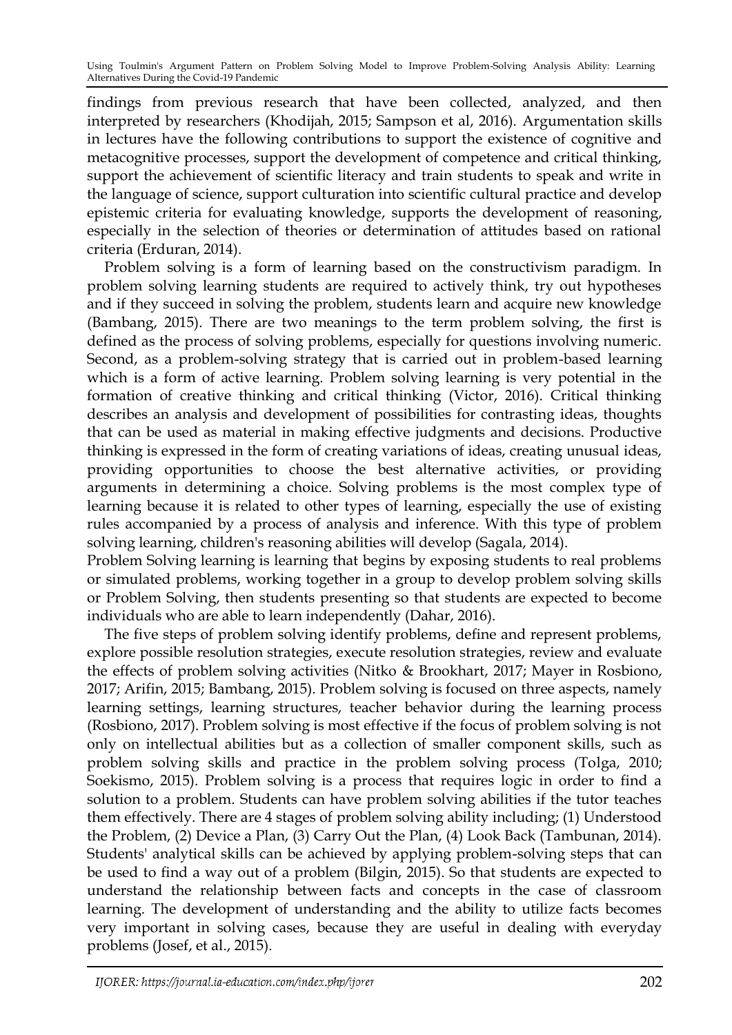findings from previous research that have been collected, analyzed, and then interpreted by researchers (Khodijah, 2015; Sampson et al, 2016). Argumentation skills in lectures have the following contributions to support the existence of cognitive and metacognitive processes, support the development of competence and critical thinking, support the achievement of scientific literacy and train students to speak and write in the language of science, support culturation into scientific cultural practice and develop epistemic criteria for evaluating knowledge, supports the development of reasoning, especially in the selection of theories or determination of attitudes based on rational criteria (Erduran, 2014).

Problem solving is a form of learning based on the constructivism paradigm. In problem solving learning students are required to actively think, try out hypotheses and if they succeed in solving the problem, students learn and acquire new knowledge (Bambang, 2015). There are two meanings to the term problem solving, the first is defined as the process of solving problems, especially for questions involving numeric. Second, as a problem-solving strategy that is carried out in problem-based learning which is a form of active learning. Problem solving learning is very potential in the formation of creative thinking and critical thinking (Victor, 2016). Critical thinking describes an analysis and development of possibilities for contrasting ideas, thoughts that can be used as material in making effective judgments and decisions. Productive thinking is expressed in the form of creating variations of ideas, creating unusual ideas, providing opportunities to choose the best alternative activities, or providing arguments in determining a choice. Solving problems is the most complex type of learning because it is related to other types of learning, especially the use of existing rules accompanied by a process of analysis and inference. With this type of problem solving learning, children's reasoning abilities will develop (Sagala, 2014).

Problem Solving learning is learning that begins by exposing students to real problems or simulated problems, working together in a group to develop problem solving skills or Problem Solving, then students presenting so that students are expected to become individuals who are able to learn independently (Dahar, 2016).

The five steps of problem solving identify problems, define and represent problems, explore possible resolution strategies, execute resolution strategies, review and evaluate the effects of problem solving activities (Nitko & Brookhart, 2017; Mayer in Rosbiono, 2017; Arifin, 2015; Bambang, 2015). Problem solving is focused on three aspects, namely learning settings, learning structures, teacher behavior during the learning process (Rosbiono, 2017). Problem solving is most effective if the focus of problem solving is not only on intellectual abilities but as a collection of smaller component skills, such as problem solving skills and practice in the problem solving process (Tolga, 2010; Soekismo, 2015). Problem solving is a process that requires logic in order to find a solution to a problem. Students can have problem solving abilities if the tutor teaches them effectively. There are 4 stages of problem solving ability including; (1) Understood the Problem, (2) Device a Plan, (3) Carry Out the Plan, (4) Look Back (Tambunan, 2014). Students' analytical skills can be achieved by applying problem-solving steps that can be used to find a way out of a problem (Bilgin, 2015). So that students are expected to understand the relationship between facts and concepts in the case of classroom learning. The development of understanding and the ability to utilize facts becomes very important in solving cases, because they are useful in dealing with everyday problems (Josef, et al., 2015).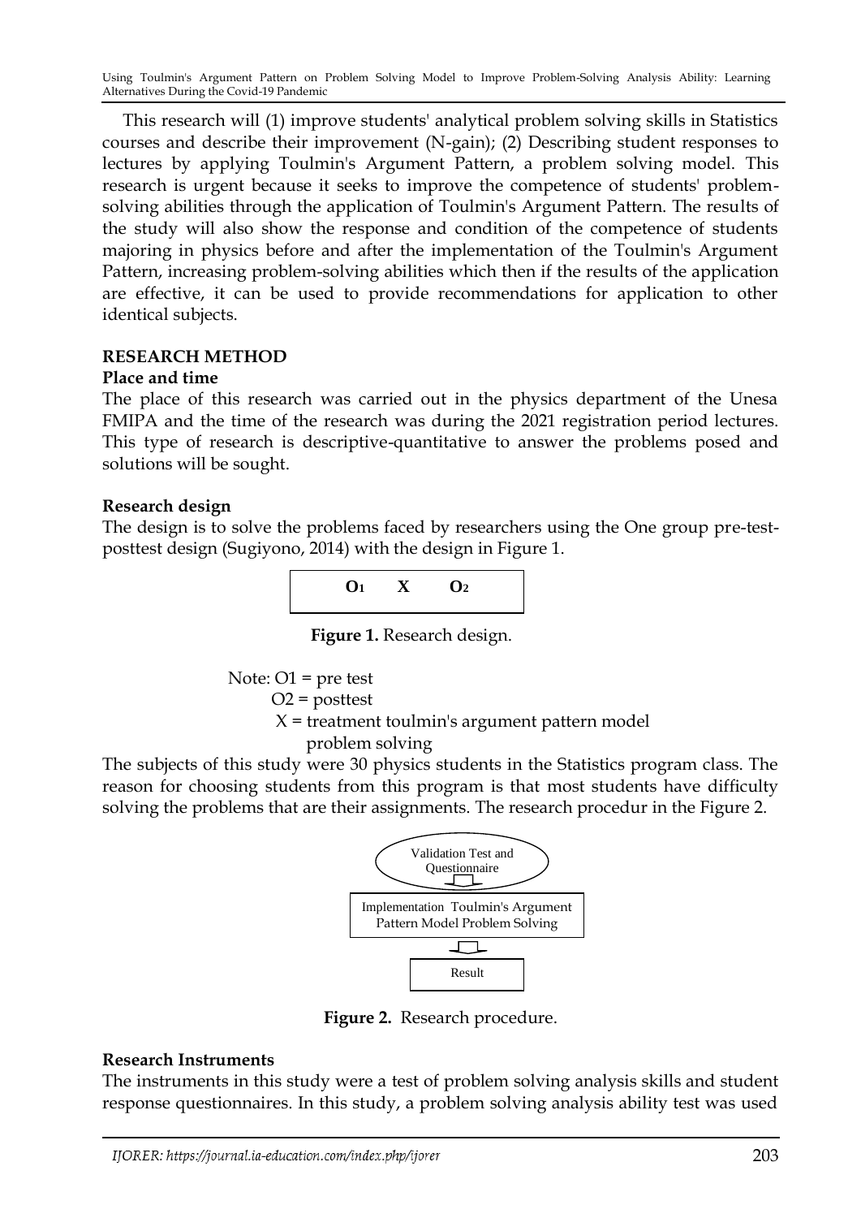This research will (1) improve students' analytical problem solving skills in Statistics courses and describe their improvement (N-gain); (2) Describing student responses to lectures by applying Toulmin's Argument Pattern, a problem solving model. This research is urgent because it seeks to improve the competence of students' problem-solving abilities through the application of Toulmin's Argument Pattern. The results of the study will also show the response and condition of the competence of students majoring in physics before and after the implementation of the Toulmin's Argument Pattern, increasing problem-solving abilities which then if the results of the application are effective, it can be used to provide recommendations for application to other identical subjects.

## RESEARCH METHOD

### Place and time

The place of this research was carried out in the physics department of the Unesa FMIPA and the time of the research was during the 2021 registration period lectures. This type of research is descriptive-quantitative to answer the problems posed and solutions will be sought.

### Research design

The design is to solve the problems faced by researchers using the One group pre-test-posttest design (Sugiyono, 2014) with the design in Figure 1.

| $O_1$ | X | $O_2$ |
|---|---|---|

**Figure 1.** Research design.

Note: O1 = pre test
O2 = posttest
X = treatment toulmin's argument pattern model problem solving

The subjects of this study were 30 physics students in the Statistics program class. The reason for choosing students from this program is that most students have difficulty solving the problems that are their assignments. The research procedur in the Figure 2.

Validation Test and Questionnaire
↓
Implementation Toulmin's Argument Pattern Model Problem Solving
↓
Result

**Figure 2.** Research procedure.

### Research Instruments

The instruments in this study were a test of problem solving analysis skills and student response questionnaires. In this study, a problem solving analysis ability test was used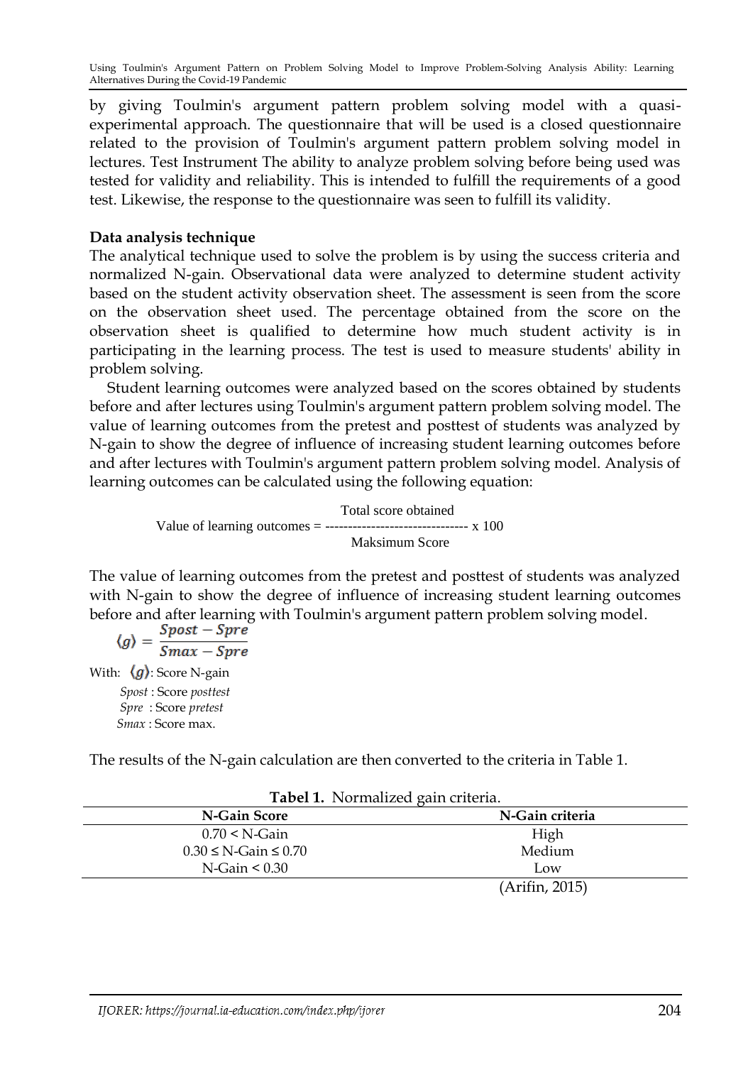by giving Toulmin's argument pattern problem solving model with a quasi-experimental approach. The questionnaire that will be used is a closed questionnaire related to the provision of Toulmin's argument pattern problem solving model in lectures. Test Instrument The ability to analyze problem solving before being used was tested for validity and reliability. This is intended to fulfill the requirements of a good test. Likewise, the response to the questionnaire was seen to fulfill its validity.

**Data analysis technique**

The analytical technique used to solve the problem is by using the success criteria and normalized N-gain. Observational data were analyzed to determine student activity based on the student activity observation sheet. The assessment is seen from the score on the observation sheet used. The percentage obtained from the score on the observation sheet is qualified to determine how much student activity is in participating in the learning process. The test is used to measure students' ability in problem solving.

Student learning outcomes were analyzed based on the scores obtained by students before and after lectures using Toulmin's argument pattern problem solving model. The value of learning outcomes from the pretest and posttest of students was analyzed by N-gain to show the degree of influence of increasing student learning outcomes before and after lectures with Toulmin's argument pattern problem solving model. Analysis of learning outcomes can be calculated using the following equation:

$$\text{Value of learning outcomes} = \frac{\text{Total score obtained}}{\text{Maksimum Score}} \times 100$$

The value of learning outcomes from the pretest and posttest of students was analyzed with N-gain to show the degree of influence of increasing student learning outcomes before and after learning with Toulmin's argument pattern problem solving model.

$$\langle g \rangle = \frac{Spost - Spre}{Smax - Spre}$$

With: $\langle g \rangle$: Score N-gain
*Spost* : Score *posttest*
*Spre* : Score *pretest*
*Smax* : Score max.

The results of the N-gain calculation are then converted to the criteria in Table 1.

**Tabel 1.** Normalized gain criteria.

| N-Gain Score | N-Gain criteria |
|---|---|
| 0.70 < N-Gain | High |
| 0.30 ≤ N-Gain ≤ 0.70 | Medium |
| N-Gain < 0.30 | Low |

(Arifin, 2015)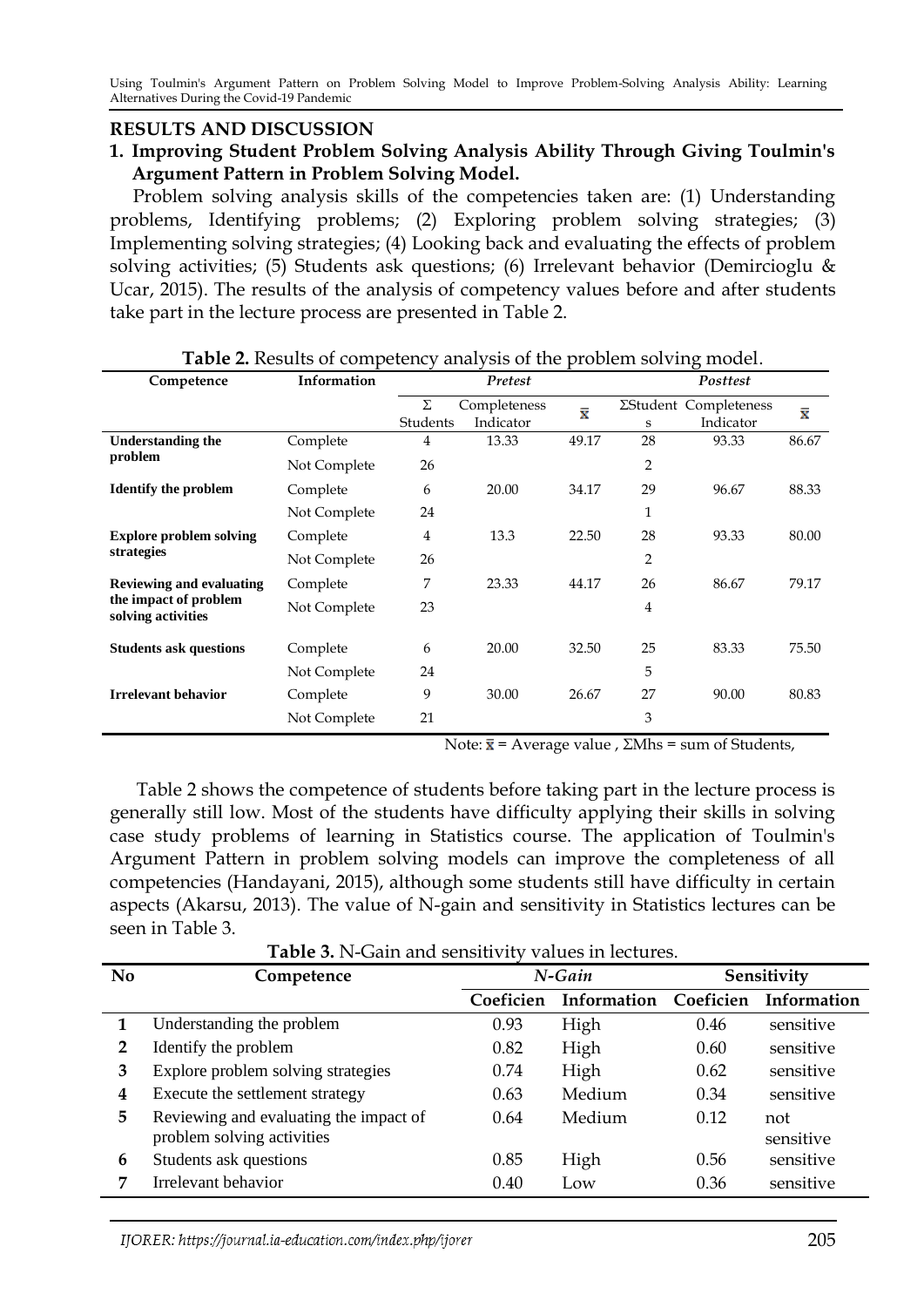## RESULTS AND DISCUSSION

### 1. Improving Student Problem Solving Analysis Ability Through Giving Toulmin's Argument Pattern in Problem Solving Model.

Problem solving analysis skills of the competencies taken are: (1) Understanding problems, Identifying problems; (2) Exploring problem solving strategies; (3) Implementing solving strategies; (4) Looking back and evaluating the effects of problem solving activities; (5) Students ask questions; (6) Irrelevant behavior (Demircioglu & Ucar, 2015). The results of the analysis of competency values before and after students take part in the lecture process are presented in Table 2.

**Table 2.** Results of competency analysis of the problem solving model.

| Competence | Information | *Pretest* | | | *Posttest* | | |
|---|---|---|---|---|---|---|---|
| | | Σ Students | Completeness Indicator | $\bar{x}$ | ΣStudents | Completeness Indicator | $\bar{x}$ |
| **Understanding the problem** | Complete | 4 | 13.33 | 49.17 | 28 | 93.33 | 86.67 |
| | Not Complete | 26 | | | 2 | | |
| **Identify the problem** | Complete | 6 | 20.00 | 34.17 | 29 | 96.67 | 88.33 |
| | Not Complete | 24 | | | 1 | | |
| **Explore problem solving strategies** | Complete | 4 | 13.3 | 22.50 | 28 | 93.33 | 80.00 |
| | Not Complete | 26 | | | 2 | | |
| **Reviewing and evaluating the impact of problem solving activities** | Complete | 7 | 23.33 | 44.17 | 26 | 86.67 | 79.17 |
| | Not Complete | 23 | | | 4 | | |
| **Students ask questions** | Complete | 6 | 20.00 | 32.50 | 25 | 83.33 | 75.50 |
| | Not Complete | 24 | | | 5 | | |
| **Irrelevant behavior** | Complete | 9 | 30.00 | 26.67 | 27 | 90.00 | 80.83 |
| | Not Complete | 21 | | | 3 | | |

Note: $\bar{x}$ = Average value , ΣMhs = sum of Students,

Table 2 shows the competence of students before taking part in the lecture process is generally still low. Most of the students have difficulty applying their skills in solving case study problems of learning in Statistics course. The application of Toulmin's Argument Pattern in problem solving models can improve the completeness of all competencies (Handayani, 2015), although some students still have difficulty in certain aspects (Akarsu, 2013). The value of N-gain and sensitivity in Statistics lectures can be seen in Table 3.

**Table 3.** N-Gain and sensitivity values in lectures.

| No | Competence | *N-Gain* | | Sensitivity | |
|---|---|---|---|---|---|
| | | Coeficien | Information | Coeficien | Information |
| 1 | Understanding the problem | 0.93 | High | 0.46 | sensitive |
| 2 | Identify the problem | 0.82 | High | 0.60 | sensitive |
| 3 | Explore problem solving strategies | 0.74 | High | 0.62 | sensitive |
| 4 | Execute the settlement strategy | 0.63 | Medium | 0.34 | sensitive |
| 5 | Reviewing and evaluating the impact of problem solving activities | 0.64 | Medium | 0.12 | not sensitive |
| 6 | Students ask questions | 0.85 | High | 0.56 | sensitive |
| 7 | Irrelevant behavior | 0.40 | Low | 0.36 | sensitive |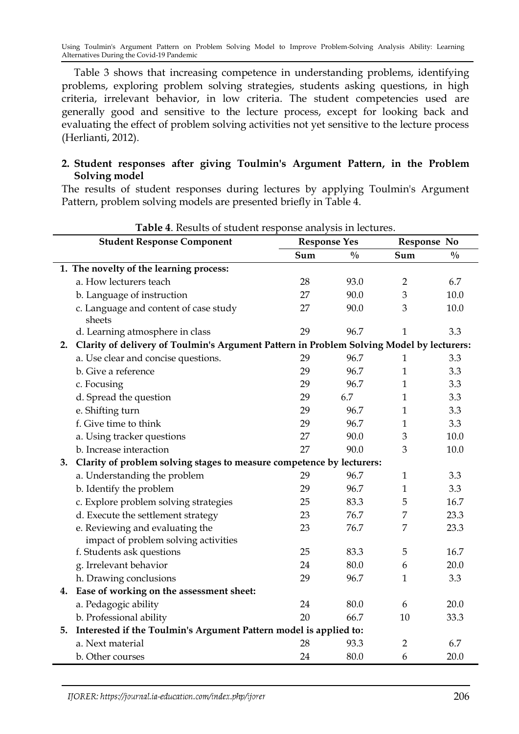Table 3 shows that increasing competence in understanding problems, identifying problems, exploring problem solving strategies, students asking questions, in high criteria, irrelevant behavior, in low criteria. The student competencies used are generally good and sensitive to the lecture process, except for looking back and evaluating the effect of problem solving activities not yet sensitive to the lecture process (Herlianti, 2012).

### 2. Student responses after giving Toulmin's Argument Pattern, in the Problem Solving model

The results of student responses during lectures by applying Toulmin's Argument Pattern, problem solving models are presented briefly in Table 4.

**Table 4**. Results of student response analysis in lectures.

| Student Response Component | Response Yes | | Response No | |
|---|---|---|---|---|
| | Sum | % | Sum | % |
| **1. The novelty of the learning process:** | | | | |
| a. How lecturers teach | 28 | 93.0 | 2 | 6.7 |
| b. Language of instruction | 27 | 90.0 | 3 | 10.0 |
| c. Language and content of case study sheets | 27 | 90.0 | 3 | 10.0 |
| d. Learning atmosphere in class | 29 | 96.7 | 1 | 3.3 |
| **2. Clarity of delivery of Toulmin's Argument Pattern in Problem Solving Model by lecturers:** | | | | |
| a. Use clear and concise questions. | 29 | 96.7 | 1 | 3.3 |
| b. Give a reference | 29 | 96.7 | 1 | 3.3 |
| c. Focusing | 29 | 96.7 | 1 | 3.3 |
| d. Spread the question | 29 | 6.7 | 1 | 3.3 |
| e. Shifting turn | 29 | 96.7 | 1 | 3.3 |
| f. Give time to think | 29 | 96.7 | 1 | 3.3 |
| a. Using tracker questions | 27 | 90.0 | 3 | 10.0 |
| b. Increase interaction | 27 | 90.0 | 3 | 10.0 |
| **3. Clarity of problem solving stages to measure competence by lecturers:** | | | | |
| a. Understanding the problem | 29 | 96.7 | 1 | 3.3 |
| b. Identify the problem | 29 | 96.7 | 1 | 3.3 |
| c. Explore problem solving strategies | 25 | 83.3 | 5 | 16.7 |
| d. Execute the settlement strategy | 23 | 76.7 | 7 | 23.3 |
| e. Reviewing and evaluating the impact of problem solving activities | 23 | 76.7 | 7 | 23.3 |
| f. Students ask questions | 25 | 83.3 | 5 | 16.7 |
| g. Irrelevant behavior | 24 | 80.0 | 6 | 20.0 |
| h. Drawing conclusions | 29 | 96.7 | 1 | 3.3 |
| **4. Ease of working on the assessment sheet:** | | | | |
| a. Pedagogic ability | 24 | 80.0 | 6 | 20.0 |
| b. Professional ability | 20 | 66.7 | 10 | 33.3 |
| **5. Interested if the Toulmin's Argument Pattern model is applied to:** | | | | |
| a. Next material | 28 | 93.3 | 2 | 6.7 |
| b. Other courses | 24 | 80.0 | 6 | 20.0 |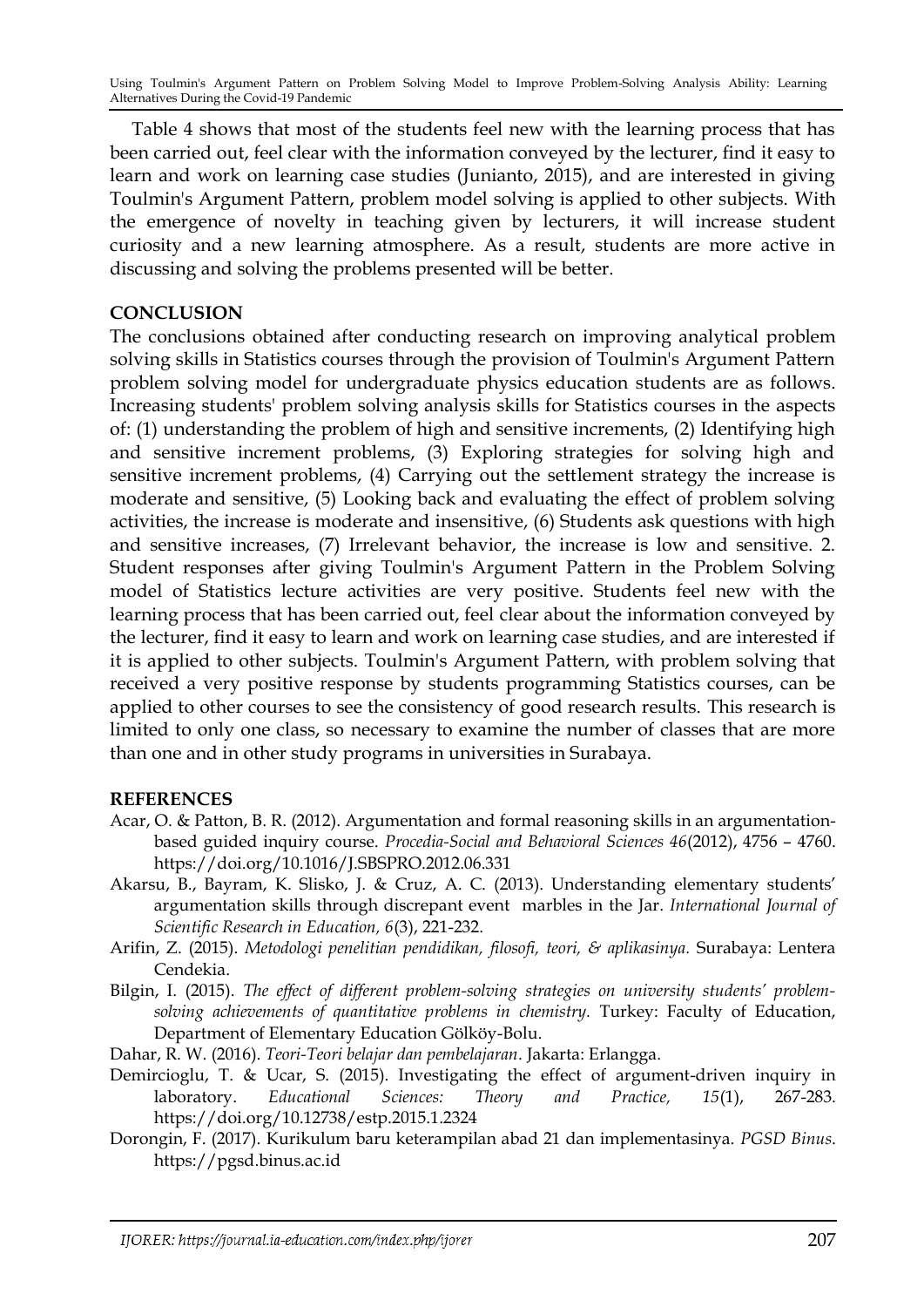Table 4 shows that most of the students feel new with the learning process that has been carried out, feel clear with the information conveyed by the lecturer, find it easy to learn and work on learning case studies (Junianto, 2015), and are interested in giving Toulmin's Argument Pattern, problem model solving is applied to other subjects. With the emergence of novelty in teaching given by lecturers, it will increase student curiosity and a new learning atmosphere. As a result, students are more active in discussing and solving the problems presented will be better.

## CONCLUSION

The conclusions obtained after conducting research on improving analytical problem solving skills in Statistics courses through the provision of Toulmin's Argument Pattern problem solving model for undergraduate physics education students are as follows. Increasing students' problem solving analysis skills for Statistics courses in the aspects of: (1) understanding the problem of high and sensitive increments, (2) Identifying high and sensitive increment problems, (3) Exploring strategies for solving high and sensitive increment problems, (4) Carrying out the settlement strategy the increase is moderate and sensitive, (5) Looking back and evaluating the effect of problem solving activities, the increase is moderate and insensitive, (6) Students ask questions with high and sensitive increases, (7) Irrelevant behavior, the increase is low and sensitive. 2. Student responses after giving Toulmin's Argument Pattern in the Problem Solving model of Statistics lecture activities are very positive. Students feel new with the learning process that has been carried out, feel clear about the information conveyed by the lecturer, find it easy to learn and work on learning case studies, and are interested if it is applied to other subjects. Toulmin's Argument Pattern, with problem solving that received a very positive response by students programming Statistics courses, can be applied to other courses to see the consistency of good research results. This research is limited to only one class, so necessary to examine the number of classes that are more than one and in other study programs in universities in Surabaya.

## REFERENCES

Acar, O. & Patton, B. R. (2012). Argumentation and formal reasoning skills in an argumentation-based guided inquiry course. *Procedia-Social and Behavioral Sciences 46*(2012), 4756 – 4760. https://doi.org/10.1016/J.SBSPRO.2012.06.331

Akarsu, B., Bayram, K. Slisko, J. & Cruz, A. C. (2013). Understanding elementary students' argumentation skills through discrepant event marbles in the Jar. *International Journal of Scientific Research in Education, 6*(3), 221-232.

Arifin, Z. (2015). *Metodologi penelitian pendidikan, filosofi, teori, & aplikasinya.* Surabaya: Lentera Cendekia.

Bilgin, I. (2015). *The effect of different problem-solving strategies on university students' problem-solving achievements of quantitative problems in chemistry.* Turkey: Faculty of Education, Department of Elementary Education Gölköy-Bolu.

Dahar, R. W. (2016). *Teori-Teori belajar dan pembelajaran*. Jakarta: Erlangga.

Demircioglu, T. & Ucar, S. (2015). Investigating the effect of argument-driven inquiry in laboratory. *Educational Sciences: Theory and Practice, 15*(1), 267-283. https://doi.org/10.12738/estp.2015.1.2324

Dorongin, F. (2017). Kurikulum baru keterampilan abad 21 dan implementasinya. *PGSD Binus.* https://pgsd.binus.ac.id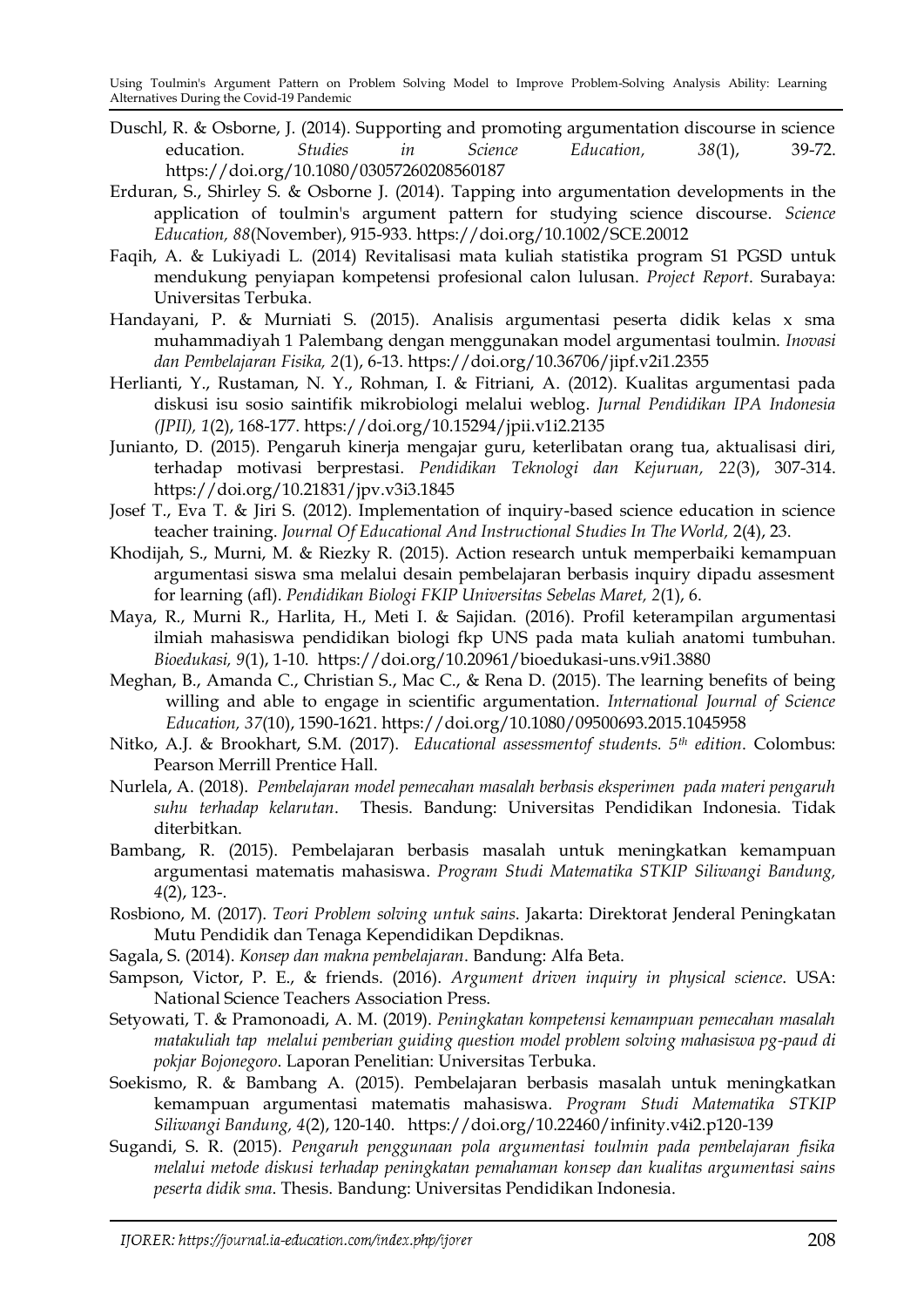Duschl, R. & Osborne, J. (2014). Supporting and promoting argumentation discourse in science education. *Studies in Science Education, 38*(1), 39-72. https://doi.org/10.1080/03057260208560187

Erduran, S., Shirley S. & Osborne J. (2014). Tapping into argumentation developments in the application of toulmin's argument pattern for studying science discourse. *Science Education, 88*(November), 915-933. https://doi.org/10.1002/SCE.20012

Faqih, A. & Lukiyadi L. (2014) Revitalisasi mata kuliah statistika program S1 PGSD untuk mendukung penyiapan kompetensi profesional calon lulusan. *Project Report*. Surabaya: Universitas Terbuka.

Handayani, P. & Murniati S. (2015). Analisis argumentasi peserta didik kelas x sma muhammadiyah 1 Palembang dengan menggunakan model argumentasi toulmin. *Inovasi dan Pembelajaran Fisika, 2*(1), 6-13. https://doi.org/10.36706/jipf.v2i1.2355

Herlianti, Y., Rustaman, N. Y., Rohman, I. & Fitriani, A. (2012). Kualitas argumentasi pada diskusi isu sosio saintifik mikrobiologi melalui weblog. *Jurnal Pendidikan IPA Indonesia (JPII), 1*(2), 168-177. https://doi.org/10.15294/jpii.v1i2.2135

Junianto, D. (2015). Pengaruh kinerja mengajar guru, keterlibatan orang tua, aktualisasi diri, terhadap motivasi berprestasi. *Pendidikan Teknologi dan Kejuruan, 22*(3), 307-314. https://doi.org/10.21831/jpv.v3i3.1845

Josef T., Eva T. & Jiri S. (2012). Implementation of inquiry-based science education in science teacher training. *Journal Of Educational And Instructional Studies In The World,* 2(4), 23.

Khodijah, S., Murni, M. & Riezky R. (2015). Action research untuk memperbaiki kemampuan argumentasi siswa sma melalui desain pembelajaran berbasis inquiry dipadu assesment for learning (afl). *Pendidikan Biologi FKIP Universitas Sebelas Maret, 2*(1), 6.

Maya, R., Murni R., Harlita, H., Meti I. & Sajidan. (2016). Profil keterampilan argumentasi ilmiah mahasiswa pendidikan biologi fkp UNS pada mata kuliah anatomi tumbuhan. *Bioedukasi, 9*(1), 1-10. https://doi.org/10.20961/bioedukasi-uns.v9i1.3880

Meghan, B., Amanda C., Christian S., Mac C., & Rena D. (2015). The learning benefits of being willing and able to engage in scientific argumentation. *International Journal of Science Education, 37*(10), 1590-1621. https://doi.org/10.1080/09500693.2015.1045958

Nitko, A.J. & Brookhart, S.M. (2017). *Educational assessmentof students. 5th edition*. Colombus: Pearson Merrill Prentice Hall.

Nurlela, A. (2018). *Pembelajaran model pemecahan masalah berbasis eksperimen pada materi pengaruh suhu terhadap kelarutan*. Thesis. Bandung: Universitas Pendidikan Indonesia. Tidak diterbitkan.

Bambang, R. (2015). Pembelajaran berbasis masalah untuk meningkatkan kemampuan argumentasi matematis mahasiswa. *Program Studi Matematika STKIP Siliwangi Bandung, 4*(2), 123-.

Rosbiono, M. (2017). *Teori Problem solving untuk sains*. Jakarta: Direktorat Jenderal Peningkatan Mutu Pendidik dan Tenaga Kependidikan Depdiknas.

Sagala, S. (2014). *Konsep dan makna pembelajaran*. Bandung: Alfa Beta.

Sampson, Victor, P. E., & friends. (2016). *Argument driven inquiry in physical science*. USA: National Science Teachers Association Press.

Setyowati, T. & Pramonoadi, A. M. (2019). *Peningkatan kompetensi kemampuan pemecahan masalah matakuliah tap melalui pemberian guiding question model problem solving mahasiswa pg-paud di pokjar Bojonegoro*. Laporan Penelitian: Universitas Terbuka.

Soekismo, R. & Bambang A. (2015). Pembelajaran berbasis masalah untuk meningkatkan kemampuan argumentasi matematis mahasiswa. *Program Studi Matematika STKIP Siliwangi Bandung, 4*(2), 120-140. https://doi.org/10.22460/infinity.v4i2.p120-139

Sugandi, S. R. (2015). *Pengaruh penggunaan pola argumentasi toulmin pada pembelajaran fisika melalui metode diskusi terhadap peningkatan pemahaman konsep dan kualitas argumentasi sains peserta didik sma*. Thesis. Bandung: Universitas Pendidikan Indonesia.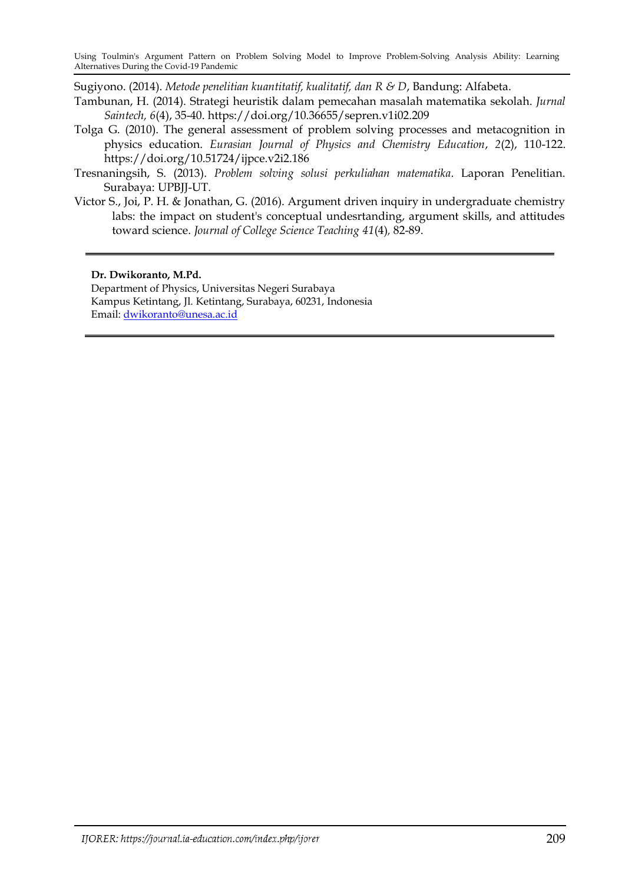Sugiyono. (2014). *Metode penelitian kuantitatif, kualitatif, dan R & D*, Bandung: Alfabeta.

Tambunan, H. (2014). Strategi heuristik dalam pemecahan masalah matematika sekolah. *Jurnal Saintech, 6*(4), 35-40. https://doi.org/10.36655/sepren.v1i02.209

Tolga G. (2010). The general assessment of problem solving processes and metacognition in physics education. *Eurasian Journal of Physics and Chemistry Education*, *2*(2), 110-122. https://doi.org/10.51724/ijpce.v2i2.186

Tresnaningsih, S. (2013). *Problem solving solusi perkuliahan matematika*. Laporan Penelitian. Surabaya: UPBJJ-UT.

Victor S., Joi, P. H. & Jonathan, G. (2016). Argument driven inquiry in undergraduate chemistry labs: the impact on student's conceptual undesrtanding, argument skills, and attitudes toward science. *Journal of College Science Teaching 41*(4), 82-89.

---

**Dr. Dwikoranto, M.Pd.**
Department of Physics, Universitas Negeri Surabaya
Kampus Ketintang, Jl. Ketintang, Surabaya, 60231, Indonesia
Email: dwikoranto@unesa.ac.id

---